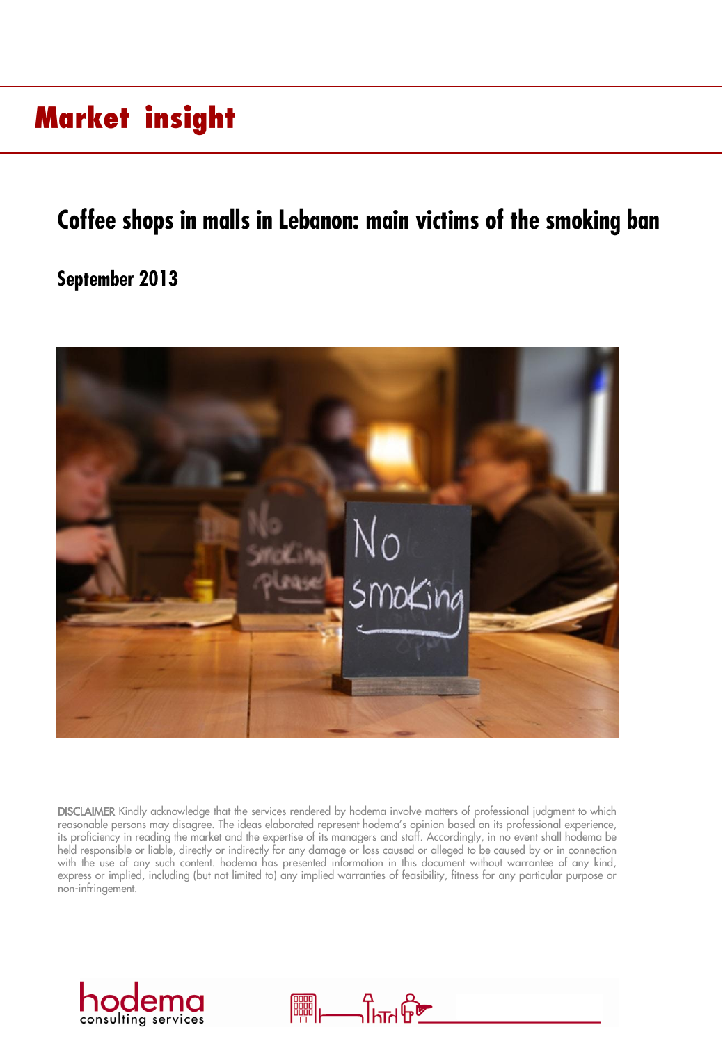# Market insight

## Coffee shops in malls in Lebanon: main victims of the smoking ban

### September 2013

DISCLAIMER Kindly acknowledge that the services rendered by hodema involve matters of professional judgment to which reasonable persons may disagree. The ideas elaborated represent hodema's opinion based on its professional experience, its proficiency in reading the market and the expertise of its managers and staff. Accordingly, in no event shall hodema be held responsible or liable, directly or indirectly for any damage or loss caused or alleged to be caused by or in connection with the use of any such content. hodema has presented information in this document without warrantee of any kind, express or implied, including (but not limited to) any implied warranties of feasibility, fitness for any particular purpose or non-infringement.

hodema consulting services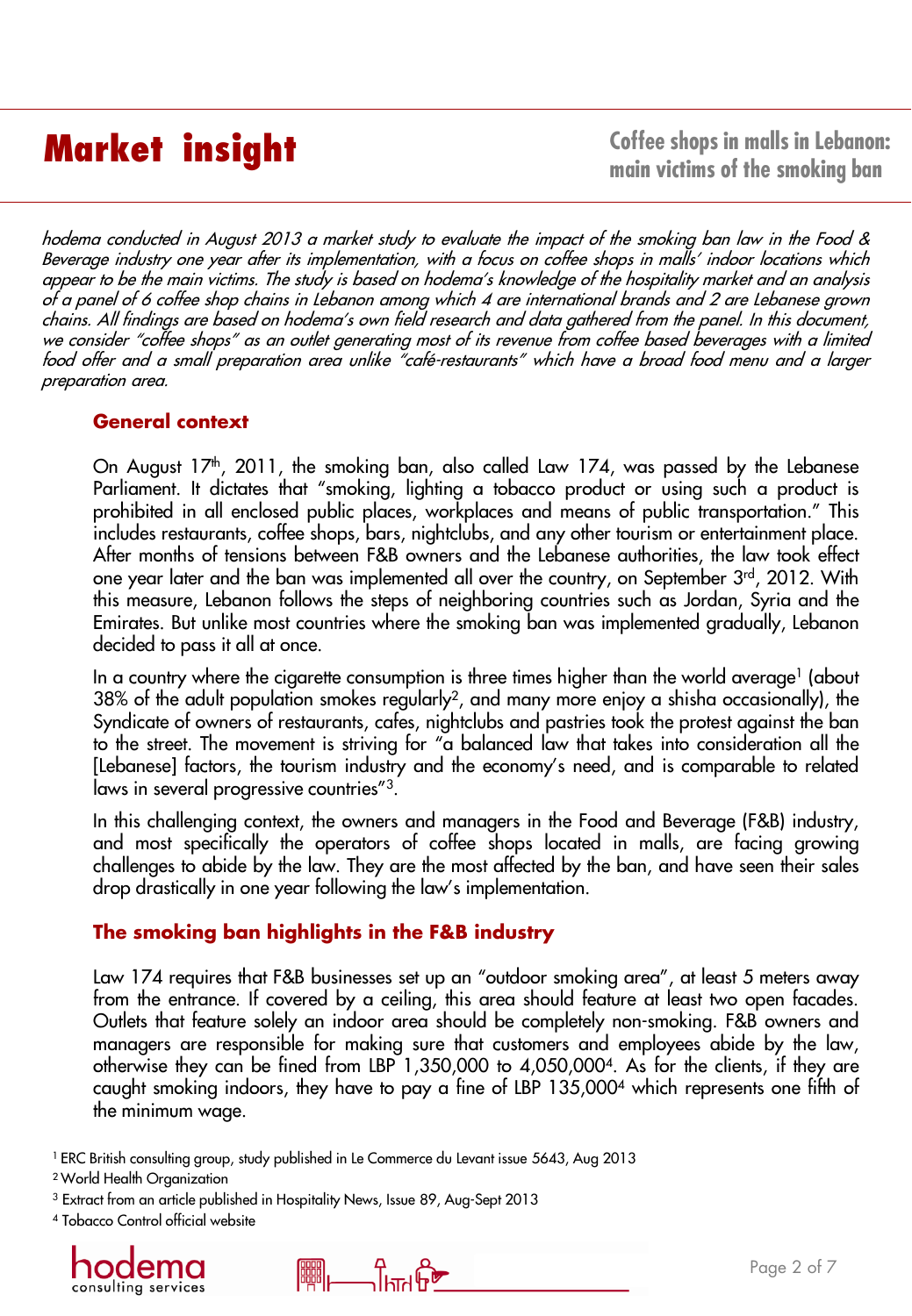# Market insight

## Coffee shops in malls in Lebanon: main victims of the smoking ban

*hodema conducted in August 2013 a market study to evaluate the impact of the smoking ban law in the Food & Beverage industry one year after its implementation, with a focus on coffee shops in malls' indoor locations which appear to be the main victims. The study is based on hodema's knowledge of the hospitality market and an analysis of a panel of 6 coffee shop chains in Lebanon among which 4 are international brands and 2 are Lebanese grown chains. All findings are based on hodema's own field research and data gathered from the panel. In this document, we consider "coffee shops" as an outlet generating most of its revenue from coffee based beverages with a limited food offer and a small preparation area unlike "café-restaurants" which have a broad food menu and a larger preparation area.*

### General context

On August 17th, 2011, the smoking ban, also called Law 174, was passed by the Lebanese Parliament. It dictates that "smoking, lighting a tobacco product or using such a product is prohibited in all enclosed public places, workplaces and means of public transportation." This includes restaurants, coffee shops, bars, nightclubs, and any other tourism or entertainment place. After months of tensions between F&B owners and the Lebanese authorities, the law took effect one year later and the ban was implemented all over the country, on September 3rd, 2012. With this measure, Lebanon follows the steps of neighboring countries such as Jordan, Syria and the Emirates. But unlike most countries where the smoking ban was implemented gradually, Lebanon decided to pass it all at once.

In a country where the cigarette consumption is three times higher than the world average[1] (about 38% of the adult population smokes regularly[2], and many more enjoy a shisha occasionally), the Syndicate of owners of restaurants, cafes, nightclubs and pastries took the protest against the ban to the street. The movement is striving for "a balanced law that takes into consideration all the [Lebanese] factors, the tourism industry and the economy's need, and is comparable to related laws in several progressive countries"[3].

In this challenging context, the owners and managers in the Food and Beverage (F&B) industry, and most specifically the operators of coffee shops located in malls, are facing growing challenges to abide by the law. They are the most affected by the ban, and have seen their sales drop drastically in one year following the law's implementation.

### The smoking ban highlights in the F&B industry

Law 174 requires that F&B businesses set up an "outdoor smoking area", at least 5 meters away from the entrance. If covered by a ceiling, this area should feature at least two open facades. Outlets that feature solely an indoor area should be completely non-smoking. F&B owners and managers are responsible for making sure that customers and employees abide by the law, otherwise they can be fined from LBP 1,350,000 to 4,050,000[4]. As for the clients, if they are caught smoking indoors, they have to pay a fine of LBP 135,000[4] which represents one fifth of the minimum wage.

[1] ERC British consulting group, study published in Le Commerce du Levant issue 5643, Aug 2013

[2] World Health Organization

[3] Extract from an article published in Hospitality News, Issue 89, Aug-Sept 2013

[4] Tobacco Control official website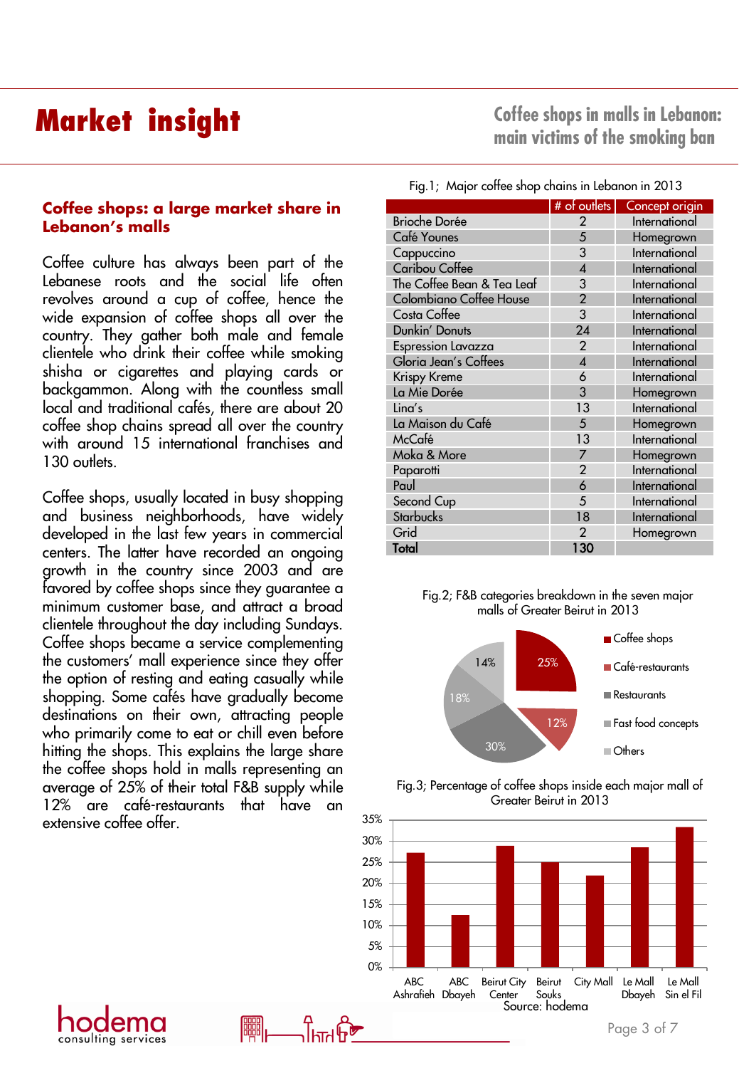# Market insight

## Coffee shops in malls in Lebanon: main victims of the smoking ban

### Coffee shops: a large market share in Lebanon's malls

Coffee culture has always been part of the Lebanese roots and the social life often revolves around a cup of coffee, hence the wide expansion of coffee shops all over the country. They gather both male and female clientele who drink their coffee while smoking shisha or cigarettes and playing cards or backgammon. Along with the countless small local and traditional cafés, there are about 20 coffee shop chains spread all over the country with around 15 international franchises and 130 outlets.

Coffee shops, usually located in busy shopping and business neighborhoods, have widely developed in the last few years in commercial centers. The latter have recorded an ongoing growth in the country since 2003 and are favored by coffee shops since they guarantee a minimum customer base, and attract a broad clientele throughout the day including Sundays. Coffee shops became a service complementing the customers' mall experience since they offer the option of resting and eating casually while shopping. Some cafés have gradually become destinations on their own, attracting people who primarily come to eat or chill even before hitting the shops. This explains the large share the coffee shops hold in malls representing an average of 25% of their total F&B supply while 12% are café-restaurants that have an extensive coffee offer.

Fig.1; Major coffee shop chains in Lebanon in 2013

| | # of outlets | Concept origin |
|---|---|---|
| Brioche Dorée | 2 | International |
| Café Younes | 5 | Homegrown |
| Cappuccino | 3 | International |
| Caribou Coffee | 4 | International |
| The Coffee Bean & Tea Leaf | 3 | International |
| Colombiano Coffee House | 2 | International |
| Costa Coffee | 3 | International |
| Dunkin' Donuts | 24 | International |
| Espression Lavazza | 2 | International |
| Gloria Jean's Coffees | 4 | International |
| Krispy Kreme | 6 | International |
| La Mie Dorée | 3 | Homegrown |
| Lina's | 13 | International |
| La Maison du Café | 5 | Homegrown |
| McCafé | 13 | International |
| Moka & More | 7 | Homegrown |
| Paparotti | 2 | International |
| Paul | 6 | International |
| Second Cup | 5 | International |
| Starbucks | 18 | International |
| Grid | 2 | Homegrown |
| **Total** | **130** | |

Fig.2; F&B categories breakdown in the seven major malls of Greater Beirut in 2013

| Category | Share |
|---|---|
| Coffee shops | 25% |
| Café-restaurants | 12% |
| Restaurants | 30% |
| Fast food concepts | 18% |
| Others | 14% |

Fig.3; Percentage of coffee shops inside each major mall of Greater Beirut in 2013

| Mall | Share of coffee shops (approx.) |
|---|---|
| ABC Ashrafieh | 27% |
| ABC Dbayeh | 12.5% |
| Beirut City Center | 29% |
| Beirut Souks | 25% |
| City Mall | 22% |
| Le Mall Dbayeh | 28.5% |
| Le Mall Sin el Fil | 33% |

Source: hodema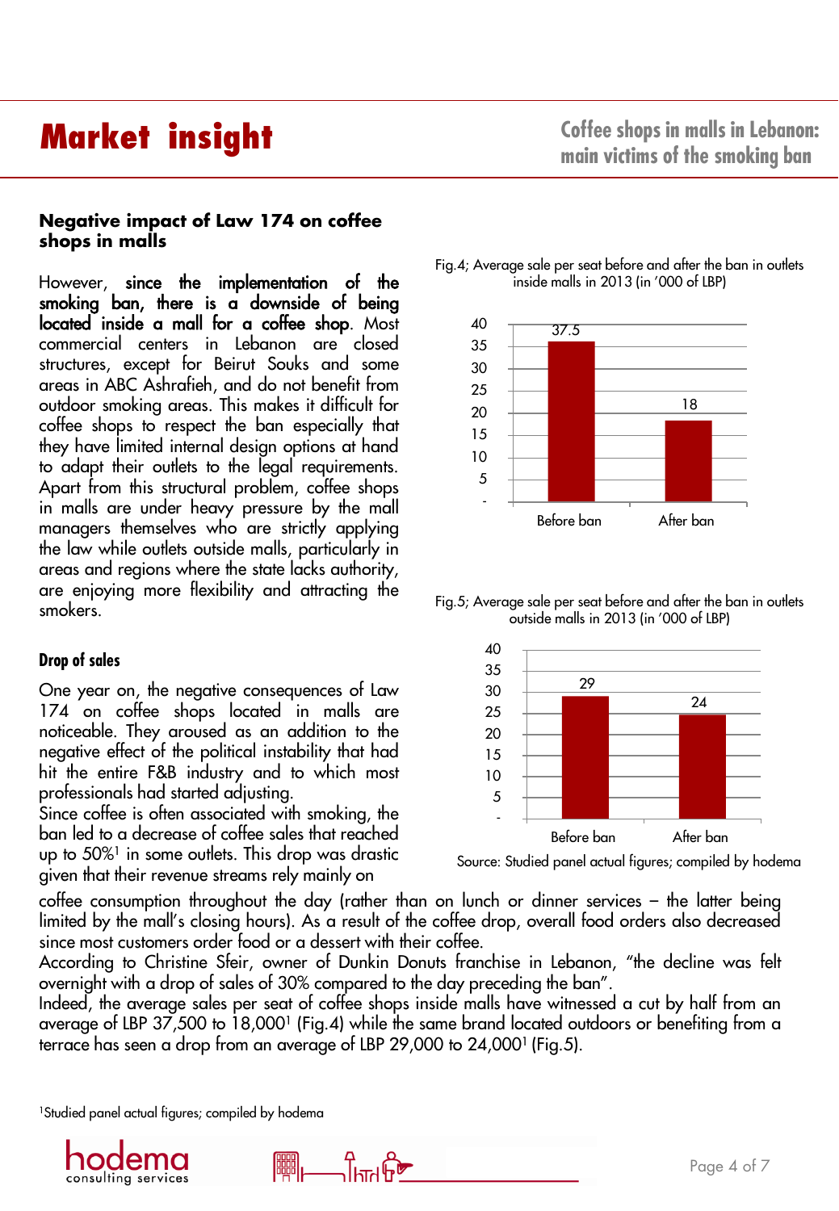# Market insight

## Coffee shops in malls in Lebanon: main victims of the smoking ban

### Negative impact of Law 174 on coffee shops in malls

However, **since the implementation of the smoking ban, there is a downside of being located inside a mall for a coffee shop**. Most commercial centers in Lebanon are closed structures, except for Beirut Souks and some areas in ABC Ashrafieh, and do not benefit from outdoor smoking areas. This makes it difficult for coffee shops to respect the ban especially that they have limited internal design options at hand to adapt their outlets to the legal requirements. Apart from this structural problem, coffee shops in malls are under heavy pressure by the mall managers themselves who are strictly applying the law while outlets outside malls, particularly in areas and regions where the state lacks authority, are enjoying more flexibility and attracting the smokers.

### Drop of sales

One year on, the negative consequences of Law 174 on coffee shops located in malls are noticeable. They aroused as an addition to the negative effect of the political instability that had hit the entire F&B industry and to which most professionals had started adjusting.

Since coffee is often associated with smoking, the ban led to a decrease of coffee sales that reached up to 50%[1] in some outlets. This drop was drastic given that their revenue streams rely mainly on coffee consumption throughout the day (rather than on lunch or dinner services – the latter being limited by the mall's closing hours). As a result of the coffee drop, overall food orders also decreased since most customers order food or a dessert with their coffee.

According to Christine Sfeir, owner of Dunkin Donuts franchise in Lebanon, "the decline was felt overnight with a drop of sales of 30% compared to the day preceding the ban".

Indeed, the average sales per seat of coffee shops inside malls have witnessed a cut by half from an average of LBP 37,500 to 18,000[1] (Fig.4) while the same brand located outdoors or benefiting from a terrace has seen a drop from an average of LBP 29,000 to 24,000[1] (Fig.5).

Fig.4; Average sale per seat before and after the ban in outlets inside malls in 2013 (in '000 of LBP)

| | Before ban | After ban |
|---|---|---|
| Average sale per seat | 37.5 | 18 |

Fig.5; Average sale per seat before and after the ban in outlets outside malls in 2013 (in '000 of LBP)

| | Before ban | After ban |
|---|---|---|
| Average sale per seat | 29 | 24 |

Source: Studied panel actual figures; compiled by hodema

[1]Studied panel actual figures; compiled by hodema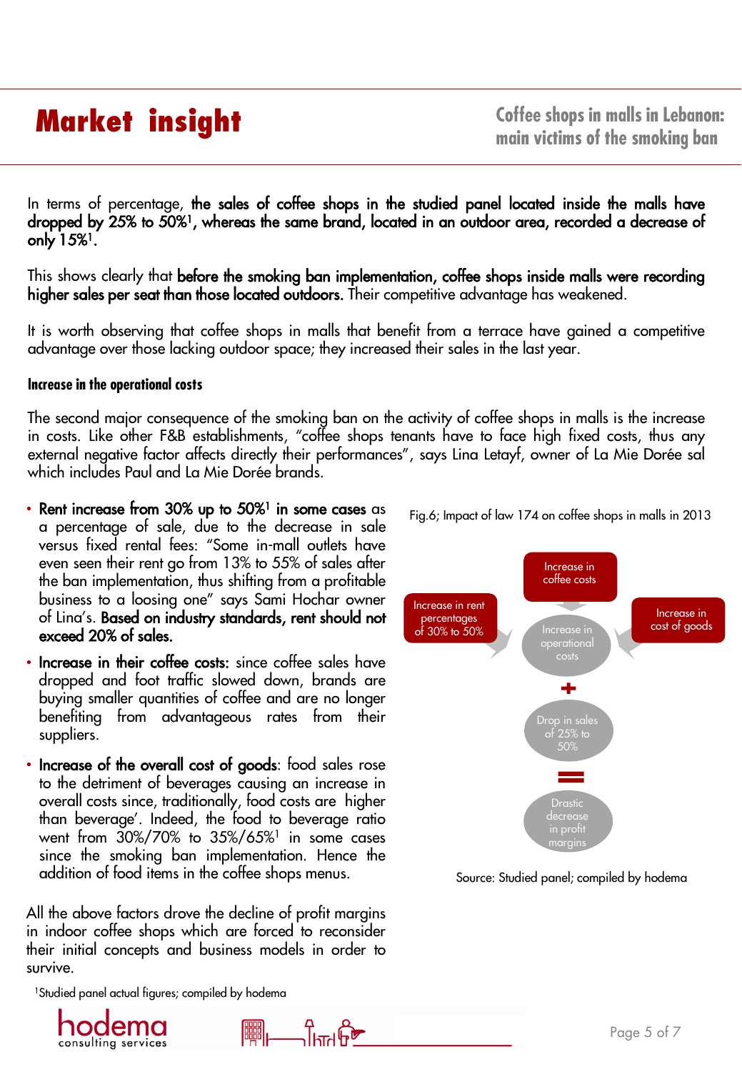In terms of percentage, **the sales of coffee shops in the studied panel located inside the malls have dropped by 25% to 50%[1], whereas the same brand, located in an outdoor area, recorded a decrease of only 15%[1].**

This shows clearly that **before the smoking ban implementation, coffee shops inside malls were recording higher sales per seat than those located outdoors.** Their competitive advantage has weakened.

It is worth observing that coffee shops in malls that benefit from a terrace have gained a competitive advantage over those lacking outdoor space; they increased their sales in the last year.

### Increase in the operational costs

The second major consequence of the smoking ban on the activity of coffee shops in malls is the increase in costs. Like other F&B establishments, "coffee shops tenants have to face high fixed costs, thus any external negative factor affects directly their performances", says Lina Letayf, owner of La Mie Dorée sal which includes Paul and La Mie Dorée brands.

- **Rent increase from 30% up to 50%[1] in some cases** as a percentage of sale, due to the decrease in sale versus fixed rental fees: "Some in-mall outlets have even seen their rent go from 13% to 55% of sales after the ban implementation, thus shifting from a profitable business to a loosing one" says Sami Hochar owner of Lina's. **Based on industry standards, rent should not exceed 20% of sales.**
- **Increase in their coffee costs:** since coffee sales have dropped and foot traffic slowed down, brands are buying smaller quantities of coffee and are no longer benefiting from advantageous rates from their suppliers.
- **Increase of the overall cost of goods**: food sales rose to the detriment of beverages causing an increase in overall costs since, traditionally, food costs are higher than beverage'. Indeed, the food to beverage ratio went from 30%/70% to 35%/65%[1] in some cases since the smoking ban implementation. Hence the addition of food items in the coffee shops menus.

All the above factors drove the decline of profit margins in indoor coffee shops which are forced to reconsider their initial concepts and business models in order to survive.

Fig.6; Impact of law 174 on coffee shops in malls in 2013

Increase in rent percentages of 30% to 50% → Increase in operational costs ← Increase in coffee costs; Increase in cost of goods

Increase in operational costs + Drop in sales of 25% to 50% = Drastic decrease in profit margins

Source: Studied panel; compiled by hodema

[1]Studied panel actual figures; compiled by hodema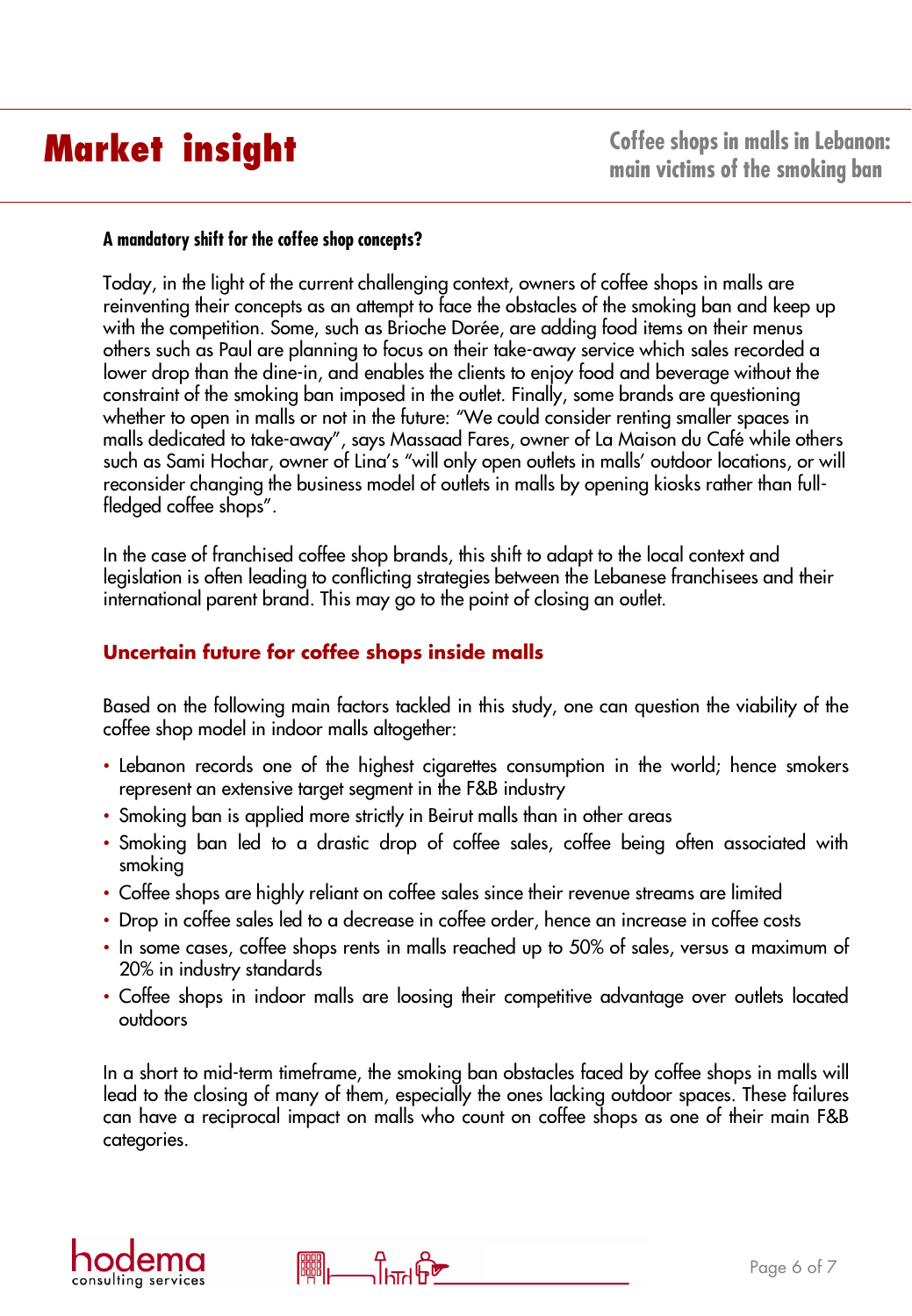### A mandatory shift for the coffee shop concepts?

Today, in the light of the current challenging context, owners of coffee shops in malls are reinventing their concepts as an attempt to face the obstacles of the smoking ban and keep up with the competition. Some, such as Brioche Dorée, are adding food items on their menus others such as Paul are planning to focus on their take-away service which sales recorded a lower drop than the dine-in, and enables the clients to enjoy food and beverage without the constraint of the smoking ban imposed in the outlet. Finally, some brands are questioning whether to open in malls or not in the future: "We could consider renting smaller spaces in malls dedicated to take-away", says Massaad Fares, owner of La Maison du Café while others such as Sami Hochar, owner of Lina's "will only open outlets in malls' outdoor locations, or will reconsider changing the business model of outlets in malls by opening kiosks rather than full-fledged coffee shops".

In the case of franchised coffee shop brands, this shift to adapt to the local context and legislation is often leading to conflicting strategies between the Lebanese franchisees and their international parent brand. This may go to the point of closing an outlet.

## Uncertain future for coffee shops inside malls

Based on the following main factors tackled in this study, one can question the viability of the coffee shop model in indoor malls altogether:

- Lebanon records one of the highest cigarettes consumption in the world; hence smokers represent an extensive target segment in the F&B industry
- Smoking ban is applied more strictly in Beirut malls than in other areas
- Smoking ban led to a drastic drop of coffee sales, coffee being often associated with smoking
- Coffee shops are highly reliant on coffee sales since their revenue streams are limited
- Drop in coffee sales led to a decrease in coffee order, hence an increase in coffee costs
- In some cases, coffee shops rents in malls reached up to 50% of sales, versus a maximum of 20% in industry standards
- Coffee shops in indoor malls are loosing their competitive advantage over outlets located outdoors

In a short to mid-term timeframe, the smoking ban obstacles faced by coffee shops in malls will lead to the closing of many of them, especially the ones lacking outdoor spaces. These failures can have a reciprocal impact on malls who count on coffee shops as one of their main F&B categories.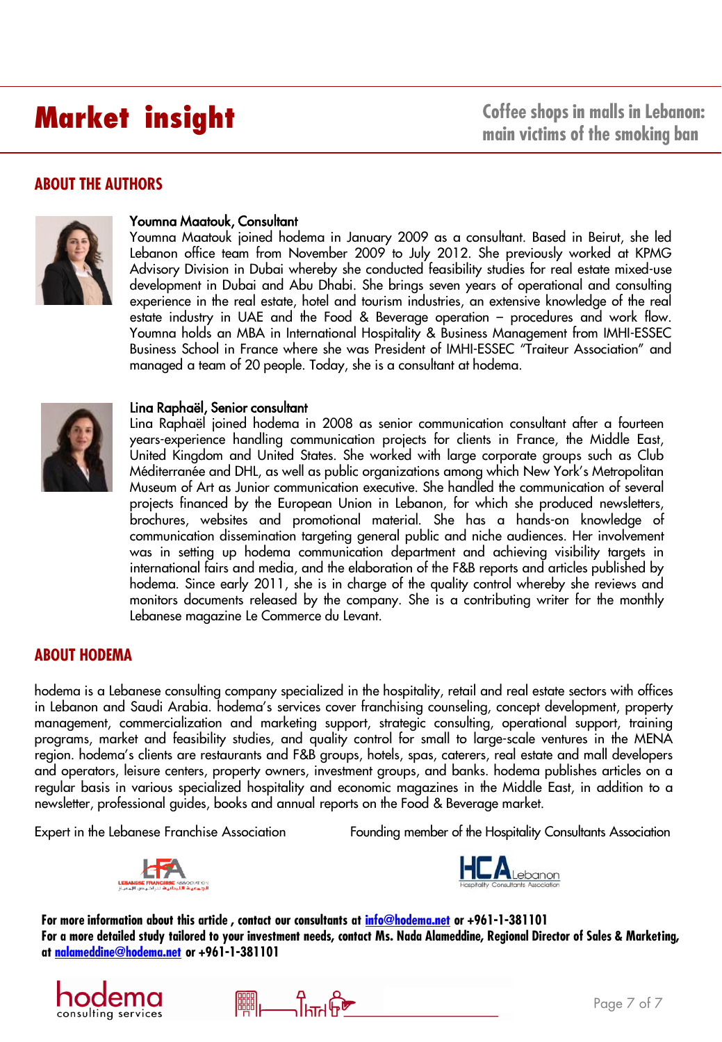## ABOUT THE AUTHORS

**Youmna Maatouk, Consultant**

Youmna Maatouk joined hodema in January 2009 as a consultant. Based in Beirut, she led Lebanon office team from November 2009 to July 2012. She previously worked at KPMG Advisory Division in Dubai whereby she conducted feasibility studies for real estate mixed-use development in Dubai and Abu Dhabi. She brings seven years of operational and consulting experience in the real estate, hotel and tourism industries, an extensive knowledge of the real estate industry in UAE and the Food & Beverage operation – procedures and work flow. Youmna holds an MBA in International Hospitality & Business Management from IMHI-ESSEC Business School in France where she was President of IMHI-ESSEC "Traiteur Association" and managed a team of 20 people. Today, she is a consultant at hodema.

**Lina Raphaël, Senior consultant**

Lina Raphaël joined hodema in 2008 as senior communication consultant after a fourteen years-experience handling communication projects for clients in France, the Middle East, United Kingdom and United States. She worked with large corporate groups such as Club Méditerranée and DHL, as well as public organizations among which New York's Metropolitan Museum of Art as Junior communication executive. She handled the communication of several projects financed by the European Union in Lebanon, for which she produced newsletters, brochures, websites and promotional material. She has a hands-on knowledge of communication dissemination targeting general public and niche audiences. Her involvement was in setting up hodema communication department and achieving visibility targets in international fairs and media, and the elaboration of the F&B reports and articles published by hodema. Since early 2011, she is in charge of the quality control whereby she reviews and monitors documents released by the company. She is a contributing writer for the monthly Lebanese magazine Le Commerce du Levant.

## ABOUT HODEMA

hodema is a Lebanese consulting company specialized in the hospitality, retail and real estate sectors with offices in Lebanon and Saudi Arabia. hodema's services cover franchising counseling, concept development, property management, commercialization and marketing support, strategic consulting, operational support, training programs, market and feasibility studies, and quality control for small to large-scale ventures in the MENA region. hodema's clients are restaurants and F&B groups, hotels, spas, caterers, real estate and mall developers and operators, leisure centers, property owners, investment groups, and banks. hodema publishes articles on a regular basis in various specialized hospitality and economic magazines in the Middle East, in addition to a newsletter, professional guides, books and annual reports on the Food & Beverage market.

Expert in the Lebanese Franchise Association

Founding member of the Hospitality Consultants Association

**For more information about this article , contact our consultants at info@hodema.net or +961-1-381101**
**For a more detailed study tailored to your investment needs, contact Ms. Nada Alameddine, Regional Director of Sales & Marketing, at nalameddine@hodema.net or +961-1-381101**